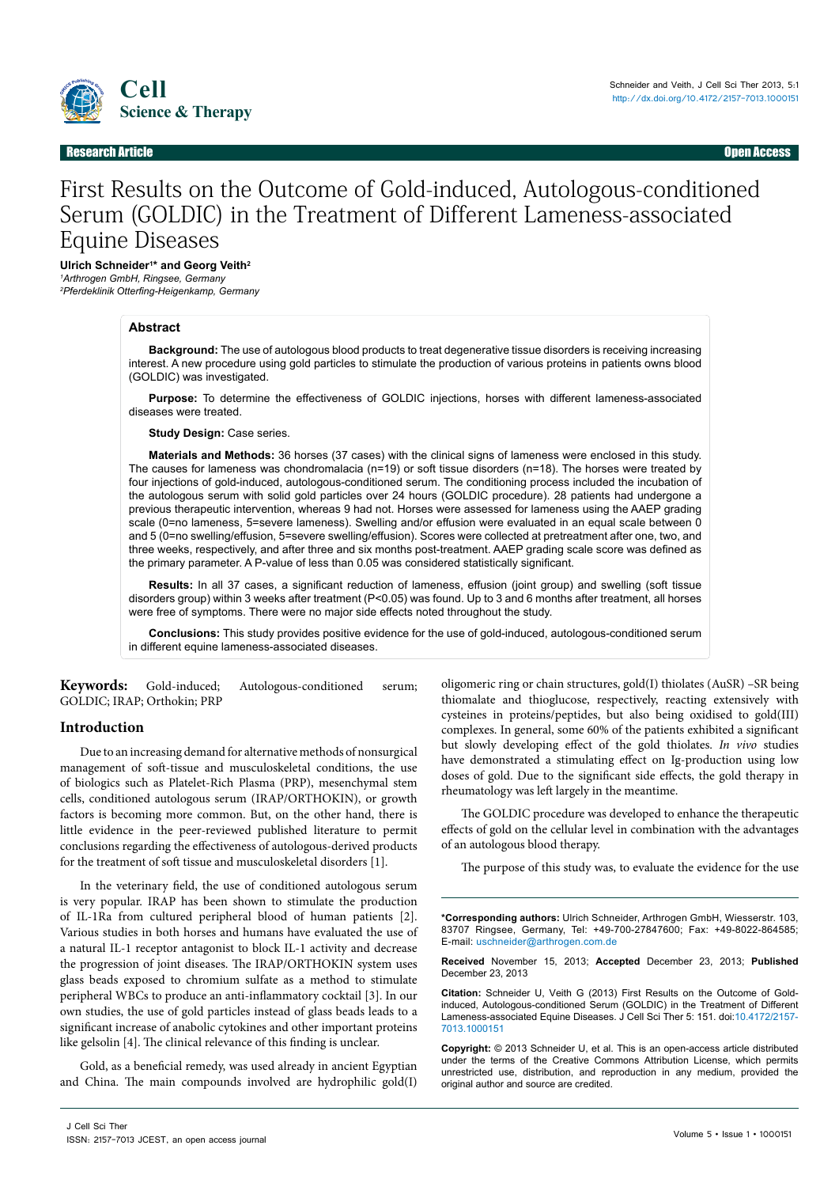Research Article Open Access

# First Results on the Outcome of Gold-induced, Autologous-conditioned Serum (GOLDIC) in the Treatment of Different Lameness-associated Equine Diseases

**Ulrich Schneider[1]* and Georg Veith[2]**

[1]*Arthrogen GmbH, Ringsee, Germany*
[2]*Pferdeklinik Otterfing-Heigenkamp, Germany*

## Abstract

**Background:** The use of autologous blood products to treat degenerative tissue disorders is receiving increasing interest. A new procedure using gold particles to stimulate the production of various proteins in patients owns blood (GOLDIC) was investigated.

**Purpose:** To determine the effectiveness of GOLDIC injections, horses with different lameness-associated diseases were treated.

**Study Design:** Case series.

**Materials and Methods:** 36 horses (37 cases) with the clinical signs of lameness were enclosed in this study. The causes for lameness was chondromalacia (n=19) or soft tissue disorders (n=18). The horses were treated by four injections of gold-induced, autologous-conditioned serum. The conditioning process included the incubation of the autologous serum with solid gold particles over 24 hours (GOLDIC procedure). 28 patients had undergone a previous therapeutic intervention, whereas 9 had not. Horses were assessed for lameness using the AAEP grading scale (0=no lameness, 5=severe lameness). Swelling and/or effusion were evaluated in an equal scale between 0 and 5 (0=no swelling/effusion, 5=severe swelling/effusion). Scores were collected at pretreatment after one, two, and three weeks, respectively, and after three and six months post-treatment. AAEP grading scale score was defined as the primary parameter. A P-value of less than 0.05 was considered statistically significant.

**Results:** In all 37 cases, a significant reduction of lameness, effusion (joint group) and swelling (soft tissue disorders group) within 3 weeks after treatment (P<0.05) was found. Up to 3 and 6 months after treatment, all horses were free of symptoms. There were no major side effects noted throughout the study.

**Conclusions:** This study provides positive evidence for the use of gold-induced, autologous-conditioned serum in different equine lameness-associated diseases.

**Keywords:** Gold-induced; Autologous-conditioned serum; GOLDIC; IRAP; Orthokin; PRP

## Introduction

Due to an increasing demand for alternative methods of nonsurgical management of soft-tissue and musculoskeletal conditions, the use of biologics such as Platelet-Rich Plasma (PRP), mesenchymal stem cells, conditioned autologous serum (IRAP/ORTHOKIN), or growth factors is becoming more common. But, on the other hand, there is little evidence in the peer-reviewed published literature to permit conclusions regarding the effectiveness of autologous-derived products for the treatment of soft tissue and musculoskeletal disorders [1].

In the veterinary field, the use of conditioned autologous serum is very popular. IRAP has been shown to stimulate the production of IL-1Ra from cultured peripheral blood of human patients [2]. Various studies in both horses and humans have evaluated the use of a natural IL-1 receptor antagonist to block IL-1 activity and decrease the progression of joint diseases. The IRAP/ORTHOKIN system uses glass beads exposed to chromium sulfate as a method to stimulate peripheral WBCs to produce an anti-inflammatory cocktail [3]. In our own studies, the use of gold particles instead of glass beads leads to a significant increase of anabolic cytokines and other important proteins like gelsolin [4]. The clinical relevance of this finding is unclear.

Gold, as a beneficial remedy, was used already in ancient Egyptian and China. The main compounds involved are hydrophilic gold(I) oligomeric ring or chain structures, gold(I) thiolates (AuSR) –SR being thiomalate and thioglucose, respectively, reacting extensively with cysteines in proteins/peptides, but also being oxidised to gold(III) complexes. In general, some 60% of the patients exhibited a significant but slowly developing effect of the gold thiolates. *In vivo* studies have demonstrated a stimulating effect on Ig-production using low doses of gold. Due to the significant side effects, the gold therapy in rheumatology was left largely in the meantime.

The GOLDIC procedure was developed to enhance the therapeutic effects of gold on the cellular level in combination with the advantages of an autologous blood therapy.

The purpose of this study was, to evaluate the evidence for the use

---

***Corresponding authors:** Ulrich Schneider, Arthrogen GmbH, Wiesserstr. 103, 83707 Ringsee, Germany, Tel: +49-700-27847600; Fax: +49-8022-864585; E-mail: uschneider@arthrogen.com.de

**Received** November 15, 2013; **Accepted** December 23, 2013; **Published** December 23, 2013

**Citation:** Schneider U, Veith G (2013) First Results on the Outcome of Gold-induced, Autologous-conditioned Serum (GOLDIC) in the Treatment of Different Lameness-associated Equine Diseases. J Cell Sci Ther 5: 151. doi:10.4172/2157-7013.1000151

**Copyright:** © 2013 Schneider U, et al. This is an open-access article distributed under the terms of the Creative Commons Attribution License, which permits unrestricted use, distribution, and reproduction in any medium, provided the original author and source are credited.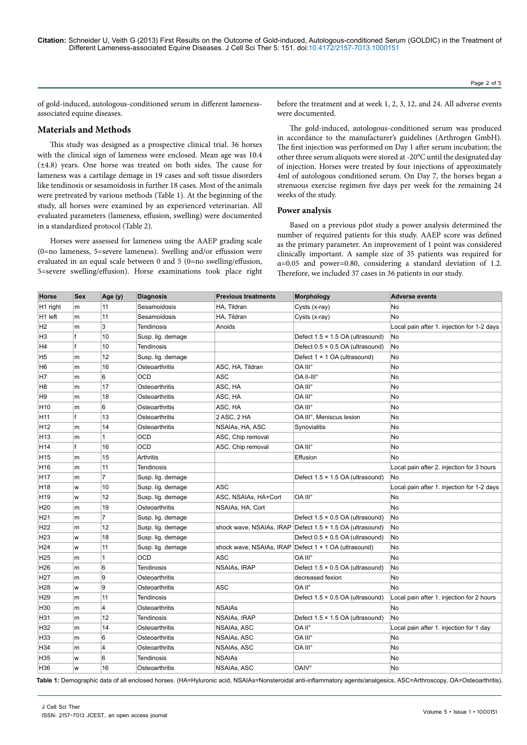of gold-induced, autologous-conditioned serum in different lameness-associated equine diseases.

## Materials and Methods

This study was designed as a prospective clinical trial. 36 horses with the clinical sign of lameness were enclosed. Mean age was 10.4 (±4.8) years. One horse was treated on both sides. The cause for lameness was a cartilage demage in 19 cases and soft tissue disorders like tendinosis or sesamoidosis in further 18 cases. Most of the animals were pretreated by various methods (Table 1). At the beginning of the study, all horses were examined by an experienced veterinarian. All evaluated parameters (lameness, effusion, swelling) were documented in a standardized protocol (Table 2).

Horses were assessed for lameness using the AAEP grading scale (0=no lameness, 5=severe lameness). Swelling and/or effussion were evaluated in an equal scale between 0 and 5 (0=no swelling/effusion, 5=severe swelling/effusion). Horse examinations took place right before the treatment and at week 1, 2, 3, 12, and 24. All adverse events were documented.

The gold-induced, autologous-conditioned serum was produced in accordance to the manufacturer's guidelines (Arthrogen GmbH). The first injection was performed on Day 1 after serum incubation; the other three serum aliquots were stored at -20°C until the designated day of injection. Horses were treated by four injections of approximately 4ml of autologous conditioned serum. On Day 7, the horses began a strenuous exercise regimen five days per week for the remaining 24 weeks of the study.

### Power analysis

Based on a previous pilot study a power analysis determined the number of required patients for this study. AAEP score was defined as the primary parameter. An improvement of 1 point was considered clinically important. A sample size of 35 patients was required for α=0.05 and power=0.80, considering a standard deviation of 1.2. Therefore, we included 37 cases in 36 patients in our study.

| Horse | Sex | Age (y) | Diagnosis | Previous treatments | Morphology | Adverse events |
|---|---|---|---|---|---|---|
| H1 right | m | 11 | Sesamoidosis | HA, Tildran | Cysts (x-ray) | No |
| H1 left | m | 11 | Sesamoidosis | HA, Tildran | Cysts (x-ray) | No |
| H2 | m | 3 | Tendinosis | Anoids | | Local pain after 1. injection for 1-2 days |
| H3 | f | 10 | Susp. lig. demage | | Defect 1.5 × 1.5 OA (ultrasound) | No |
| H4 | f | 10 | Tendinosis | | Defect 0.5 × 0.5 OA (ultrasound) | No |
| H5 | m | 12 | Susp. lig. demage | | Defect 1 × 1 OA (ultrasound) | No |
| H6 | m | 16 | Osteoarthritis | ASC, HA, Tildran | OA III° | No |
| H7 | m | 6 | OCD | ASC | OA II-III° | No |
| H8 | m | 17 | Osteoarthritis | ASC, HA | OA III° | No |
| H9 | m | 18 | Osteoarthritis | ASC, HA | OA III° | No |
| H10 | m | 6 | Osteoarthritis | ASC, HA | OA III° | No |
| H11 | f | 13 | Osteoarthritis | 2 ASC, 2 HA | OA III°, Meniscus lesion | No |
| H12 | m | 14 | Osteoarthritis | NSAIAs, HA, ASC | Synovialitis | No |
| H13 | m | 1 | OCD | ASC, Chip removal | | No |
| H14 | f | 16 | OCD | ASC, Chip removal | OA III° | No |
| H15 | m | 15 | Arthritis | | Effusion | No |
| H16 | m | 11 | Tendinosis | | | Local pain after 2. injection for 3 hours |
| H17 | m | 7 | Susp. lig. demage | | Defect 1.5 × 1.5 OA (ultrasound) | No |
| H18 | w | 10 | Susp. lig. demage | ASC | | Local pain after 1. injection for 1-2 days |
| H19 | w | 12 | Susp. lig. demage | ASC, NSAIAs, HA+Cort | OA III° | No |
| H20 | m | 19 | Osteoarthritis | NSAIAs, HA, Cort | | No |
| H21 | m | 7 | Susp. lig. demage | | Defect 1.5 × 0.5 OA (ultrasound) | No |
| H22 | m | 12 | Susp. lig. demage | shock wave, NSAIAs, IRAP | Defect 1.5 × 1.5 OA (ultrasound) | No |
| H23 | w | 18 | Susp. lig. demage | | Defect 0.5 × 0.5 OA (ultrasound) | No |
| H24 | w | 11 | Susp. lig. demage | shock wave, NSAIAs, IRAP | Defect 1 × 1 OA (ultrasound) | No |
| H25 | m | 1 | OCD | ASC | OA III° | No |
| H26 | m | 6 | Tendinosis | NSAIAs, IRAP | Defect 1.5 × 0.5 OA (ultrasound) | No |
| H27 | m | 9 | Osteoarthritis | | decreased fexion | No |
| H28 | w | 9 | Osteoarthritis | ASC | OA II° | No |
| H29 | m | 11 | Tendinosis | | Defect 1.5 × 0.5 OA (ultrasound) | Local pain after 1. injection for 2 hours |
| H30 | m | 4 | Osteoarthritis | NSAIAs | | No |
| H31 | m | 12 | Tendinosis | NSAIAs, IRAP | Defect 1.5 × 1.5 OA (ultrasound) | No |
| H32 | m | 14 | Osteoarthritis | NSAIAs, ASC | OA II° | Local pain after 1. injection for 1 day |
| H33 | m | 6 | Osteoarthritis | NSAIAs, ASC | OA III° | No |
| H34 | m | 4 | Osteoarthritis | NSAIAs, ASC | OA III° | No |
| H35 | w | 6 | Tendinosis | NSAIAs | | No |
| H36 | w | 16 | Osteoarthritis | NSAIAs, ASC | OAIV° | No |

**Table 1:** Demographic data of all enclosed horses. (HA=Hyluronic acid, NSAIAs=Nonsteroidal anti-inflammatory agents/analgesics, ASC=Arthroscopy, OA=Osteoarthritis).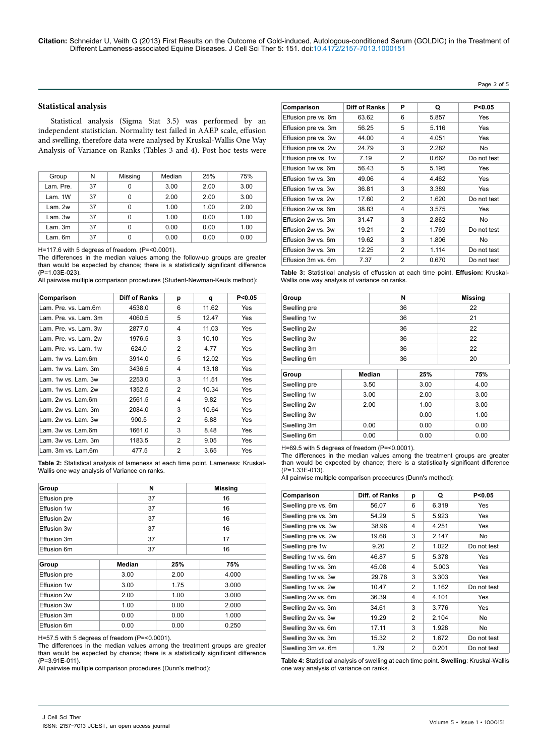## Statistical analysis

Statistical analysis (Sigma Stat 3.5) was performed by an independent statistician. Normality test failed in AAEP scale, effusion and swelling, therefore data were analysed by Kruskal-Wallis One Way Analysis of Variance on Ranks (Tables 3 and 4). Post hoc tests were

| Group | N | Missing | Median | 25% | 75% |
|---|---|---|---|---|---|
| Lam. Pre. | 37 | 0 | 3.00 | 2.00 | 3.00 |
| Lam. 1W | 37 | 0 | 2.00 | 2.00 | 3.00 |
| Lam. 2w | 37 | 0 | 1.00 | 1.00 | 2.00 |
| Lam. 3w | 37 | 0 | 1.00 | 0.00 | 1.00 |
| Lam. 3m | 37 | 0 | 0.00 | 0.00 | 1.00 |
| Lam. 6m | 37 | 0 | 0.00 | 0.00 | 0.00 |

H=117.6 with 5 degrees of freedom. (P=<0.0001).

The differences in the median values among the follow-up groups are greater than would be expected by chance; there is a statistically significant difference (P=1.03E-023).

All pairwise multiple comparison procedures (Student-Newman-Keuls method):

| Comparison | Diff of Ranks | p | q | P<0.05 |
|---|---|---|---|---|
| Lam. Pre. vs. Lam.6m | 4538.0 | 6 | 11.62 | Yes |
| Lam. Pre. vs. Lam. 3m | 4060.5 | 5 | 12.47 | Yes |
| Lam. Pre. vs. Lam. 3w | 2877.0 | 4 | 11.03 | Yes |
| Lam. Pre. vs. Lam. 2w | 1976.5 | 3 | 10.10 | Yes |
| Lam. Pre. vs. Lam. 1w | 624.0 | 2 | 4.77 | Yes |
| Lam. 1w vs. Lam.6m | 3914.0 | 5 | 12.02 | Yes |
| Lam. 1w vs. Lam. 3m | 3436.5 | 4 | 13.18 | Yes |
| Lam. 1w vs. Lam. 3w | 2253.0 | 3 | 11.51 | Yes |
| Lam. 1w vs. Lam. 2w | 1352.5 | 2 | 10.34 | Yes |
| Lam. 2w vs. Lam.6m | 2561.5 | 4 | 9.82 | Yes |
| Lam. 2w vs. Lam. 3m | 2084.0 | 3 | 10.64 | Yes |
| Lam. 2w vs. Lam. 3w | 900.5 | 2 | 6.88 | Yes |
| Lam. 3w vs. Lam.6m | 1661.0 | 3 | 8.48 | Yes |
| Lam. 3w vs. Lam. 3m | 1183.5 | 2 | 9.05 | Yes |
| Lam. 3m vs. Lam.6m | 477.5 | 2 | 3.65 | Yes |

**Table 2:** Statistical analysis of lameness at each time point. Lameness: Kruskal-Wallis one way analysis of Variance on ranks.

| Group | N | Missing |
|---|---|---|
| Effusion pre | 37 | 16 |
| Effusion 1w | 37 | 16 |
| Effusion 2w | 37 | 16 |
| Effusion 3w | 37 | 16 |
| Effusion 3m | 37 | 17 |
| Effusion 6m | 37 | 16 |

| Group | Median | 25% | 75% |
|---|---|---|---|
| Effusion pre | 3.00 | 2.00 | 4.000 |
| Effusion 1w | 3.00 | 1.75 | 3.000 |
| Effusion 2w | 2.00 | 1.00 | 3.000 |
| Effusion 3w | 1.00 | 0.00 | 2.000 |
| Effusion 3m | 0.00 | 0.00 | 1.000 |
| Effusion 6m | 0.00 | 0.00 | 0.250 |

H=57.5 with 5 degrees of freedom. (P=<0.0001).

The differences in the median values among the treatment groups are greater than would be expected by chance; there is a statistically significant difference (P=3.91E-011).

All pairwise multiple comparison procedures (Dunn's method):

| Comparison | Diff of Ranks | P | Q | P<0.05 |
|---|---|---|---|---|
| Effusion pre vs. 6m | 63.62 | 6 | 5.857 | Yes |
| Effusion pre vs. 3m | 56.25 | 5 | 5.116 | Yes |
| Effusion pre vs. 3w | 44.00 | 4 | 4.051 | Yes |
| Effusion pre vs. 2w | 24.79 | 3 | 2.282 | No |
| Effusion pre vs. 1w | 7.19 | 2 | 0.662 | Do not test |
| Effusion 1w vs. 6m | 56.43 | 5 | 5.195 | Yes |
| Effusion 1w vs. 3m | 49.06 | 4 | 4.462 | Yes |
| Effusion 1w vs. 3w | 36.81 | 3 | 3.389 | Yes |
| Effusion 1w vs. 2w | 17.60 | 2 | 1.620 | Do not test |
| Effusion 2w vs. 6m | 38.83 | 4 | 3.575 | Yes |
| Effusion 2w vs. 3m | 31.47 | 3 | 2.862 | No |
| Effusion 2w vs. 3w | 19.21 | 2 | 1.769 | Do not test |
| Effusion 3w vs. 6m | 19.62 | 3 | 1.806 | No |
| Effusion 3w vs. 3m | 12.25 | 2 | 1.114 | Do not test |
| Effusion 3m vs. 6m | 7.37 | 2 | 0.670 | Do not test |

**Table 3:** Statistical analysis of effusion at each time point. **Effusion:** Kruskal-Wallis one way analysis of variance on ranks.

| Group | N | Missing |
|---|---|---|
| Swelling pre | 36 | 22 |
| Swelling 1w | 36 | 21 |
| Swelling 2w | 36 | 22 |
| Swelling 3w | 36 | 22 |
| Swelling 3m | 36 | 22 |
| Swelling 6m | 36 | 20 |

| Group | Median | 25% | 75% |
|---|---|---|---|
| Swelling pre | 3.50 | 3.00 | 4.00 |
| Swelling 1w | 3.00 | 2.00 | 3.00 |
| Swelling 2w | 2.00 | 1.00 | 3.00 |
| Swelling 3w | | 0.00 | 1.00 |
| Swelling 3m | 0.00 | 0.00 | 0.00 |
| Swelling 6m | 0.00 | 0.00 | 0.00 |

H=69.5 with 5 degrees of freedom (P=<0.0001).

The differences in the median values among the treatment groups are greater than would be expected by chance; there is a statistically significant difference (P=1.33E-013).

All pairwise multiple comparison procedures (Dunn's method):

| Comparison | Diff. of Ranks | p | Q | P<0.05 |
|---|---|---|---|---|
| Swelling pre vs. 6m | 56.07 | 6 | 6.319 | Yes |
| Swelling pre vs. 3m | 54.29 | 5 | 5.923 | Yes |
| Swelling pre vs. 3w | 38.96 | 4 | 4.251 | Yes |
| Swelling pre vs. 2w | 19.68 | 3 | 2.147 | No |
| Swelling pre 1w | 9.20 | 2 | 1.022 | Do not test |
| Swelling 1w vs. 6m | 46.87 | 5 | 5.378 | Yes |
| Swelling 1w vs. 3m | 45.08 | 4 | 5.003 | Yes |
| Swelling 1w vs. 3w | 29.76 | 3 | 3.303 | Yes |
| Swelling 1w vs. 2w | 10.47 | 2 | 1.162 | Do not test |
| Swelling 2w vs. 6m | 36.39 | 4 | 4.101 | Yes |
| Swelling 2w vs. 3m | 34.61 | 3 | 3.776 | Yes |
| Swelling 2w vs. 3w | 19.29 | 2 | 2.104 | No |
| Swelling 3w vs. 6m | 17.11 | 3 | 1.928 | No |
| Swelling 3w vs. 3m | 15.32 | 2 | 1.672 | Do not test |
| Swelling 3m vs. 6m | 1.79 | 2 | 0.201 | Do not test |

**Table 4:** Statistical analysis of swelling at each time point. **Swelling**: Kruskal-Wallis one way analysis of variance on ranks.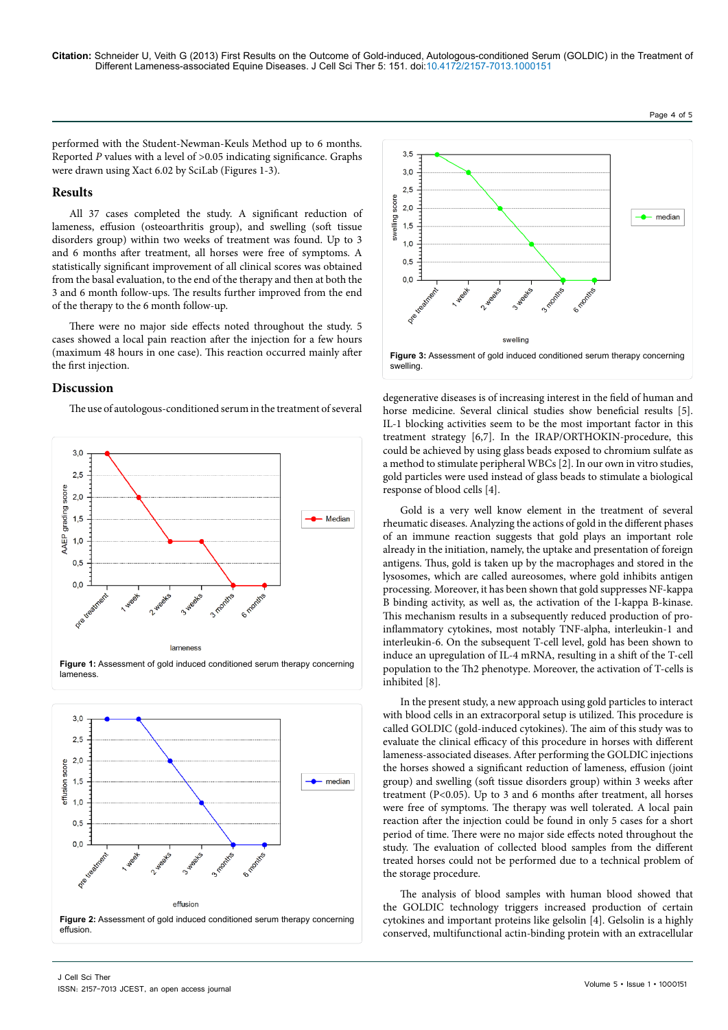performed with the Student-Newman-Keuls Method up to 6 months. Reported *P* values with a level of >0.05 indicating significance. Graphs were drawn using Xact 6.02 by SciLab (Figures 1-3).

## Results

All 37 cases completed the study. A significant reduction of lameness, effusion (osteoarthritis group), and swelling (soft tissue disorders group) within two weeks of treatment was found. Up to 3 and 6 months after treatment, all horses were free of symptoms. A statistically significant improvement of all clinical scores was obtained from the basal evaluation, to the end of the therapy and then at both the 3 and 6 month follow-ups. The results further improved from the end of the therapy to the 6 month follow-up.

There were no major side effects noted throughout the study. 5 cases showed a local pain reaction after the injection for a few hours (maximum 48 hours in one case). This reaction occurred mainly after the first injection.

## Discussion

The use of autologous-conditioned serum in the treatment of several degenerative diseases is of increasing interest in the field of human and horse medicine. Several clinical studies show beneficial results [5]. IL-1 blocking activities seem to be the most important factor in this treatment strategy [6,7]. In the IRAP/ORTHOKIN-procedure, this could be achieved by using glass beads exposed to chromium sulfate as a method to stimulate peripheral WBCs [2]. In our own in vitro studies, gold particles were used instead of glass beads to stimulate a biological response of blood cells [4].

**Figure 1:** Assessment of gold induced conditioned serum therapy concerning lameness.

**Figure 2:** Assessment of gold induced conditioned serum therapy concerning effusion.

**Figure 3:** Assessment of gold induced conditioned serum therapy concerning swelling.

Gold is a very well know element in the treatment of several rheumatic diseases. Analyzing the actions of gold in the different phases of an immune reaction suggests that gold plays an important role already in the initiation, namely, the uptake and presentation of foreign antigens. Thus, gold is taken up by the macrophages and stored in the lysosomes, which are called aureosomes, where gold inhibits antigen processing. Moreover, it has been shown that gold suppresses NF-kappa B binding activity, as well as, the activation of the I-kappa B-kinase. This mechanism results in a subsequently reduced production of pro-inflammatory cytokines, most notably TNF-alpha, interleukin-1 and interleukin-6. On the subsequent T-cell level, gold has been shown to induce an upregulation of IL-4 mRNA, resulting in a shift of the T-cell population to the Th2 phenotype. Moreover, the activation of T-cells is inhibited [8].

In the present study, a new approach using gold particles to interact with blood cells in an extracorporal setup is utilized. This procedure is called GOLDIC (gold-induced cytokines). The aim of this study was to evaluate the clinical efficacy of this procedure in horses with different lameness-associated diseases. After performing the GOLDIC injections the horses showed a significant reduction of lameness, effusion (joint group) and swelling (soft tissue disorders group) within 3 weeks after treatment ($P<0.05$). Up to 3 and 6 months after treatment, all horses were free of symptoms. The therapy was well tolerated. A local pain reaction after the injection could be found in only 5 cases for a short period of time. There were no major side effects noted throughout the study. The evaluation of collected blood samples from the different treated horses could not be performed due to a technical problem of the storage procedure.

The analysis of blood samples with human blood showed that the GOLDIC technology triggers increased production of certain cytokines and important proteins like gelsolin [4]. Gelsolin is a highly conserved, multifunctional actin-binding protein with an extracellular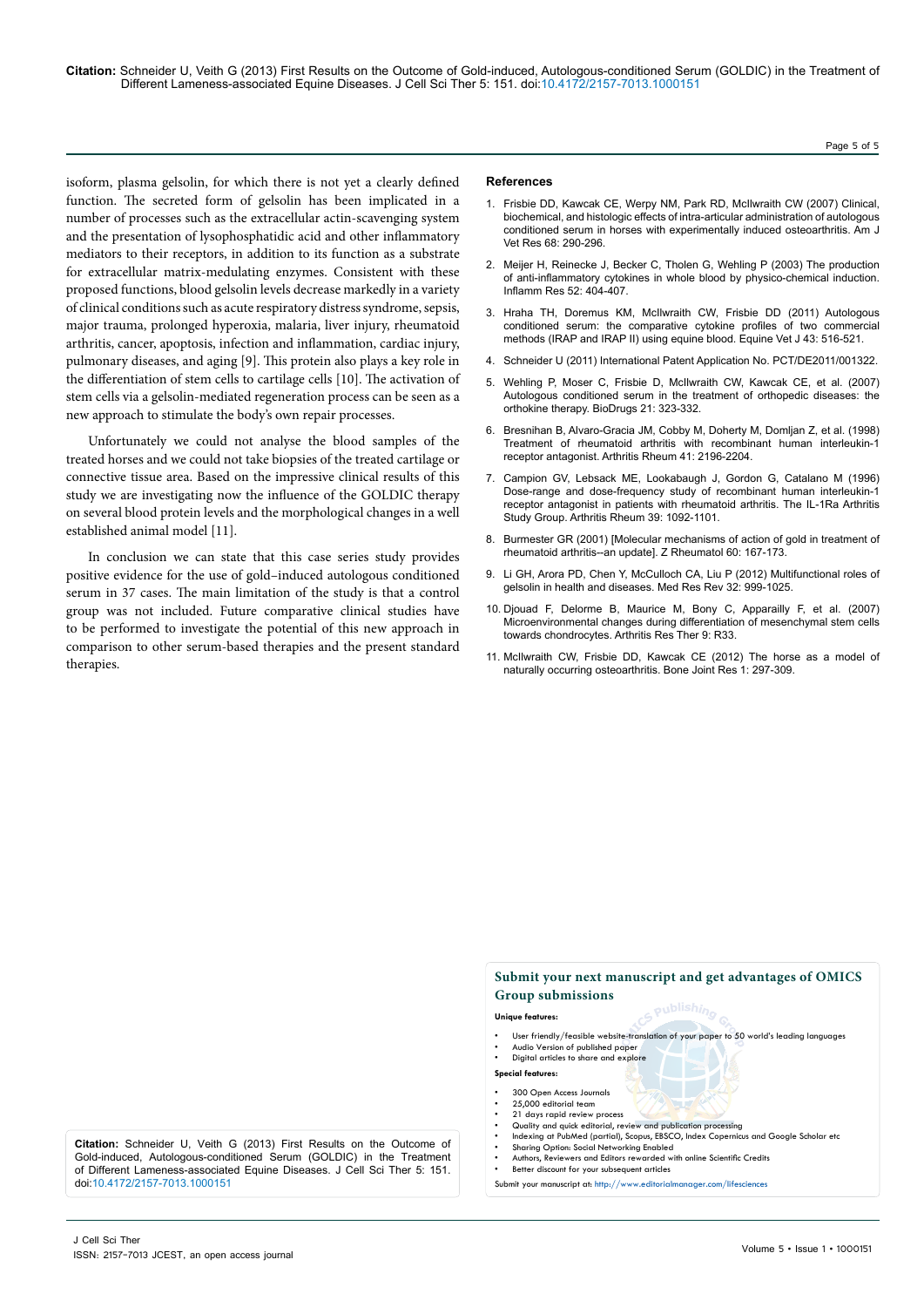isoform, plasma gelsolin, for which there is not yet a clearly defined function. The secreted form of gelsolin has been implicated in a number of processes such as the extracellular actin-scavenging system and the presentation of lysophosphatidic acid and other inflammatory mediators to their receptors, in addition to its function as a substrate for extracellular matrix-medulating enzymes. Consistent with these proposed functions, blood gelsolin levels decrease markedly in a variety of clinical conditions such as acute respiratory distress syndrome, sepsis, major trauma, prolonged hyperoxia, malaria, liver injury, rheumatoid arthritis, cancer, apoptosis, infection and inflammation, cardiac injury, pulmonary diseases, and aging [9]. This protein also plays a key role in the differentiation of stem cells to cartilage cells [10]. The activation of stem cells via a gelsolin-mediated regeneration process can be seen as a new approach to stimulate the body's own repair processes.

Unfortunately we could not analyse the blood samples of the treated horses and we could not take biopsies of the treated cartilage or connective tissue area. Based on the impressive clinical results of this study we are investigating now the influence of the GOLDIC therapy on several blood protein levels and the morphological changes in a well established animal model [11].

In conclusion we can state that this case series study provides positive evidence for the use of gold–induced autologous conditioned serum in 37 cases. The main limitation of the study is that a control group was not included. Future comparative clinical studies have to be performed to investigate the potential of this new approach in comparison to other serum-based therapies and the present standard therapies.

## References

1. Frisbie DD, Kawcak CE, Werpy NM, Park RD, McIlwraith CW (2007) Clinical, biochemical, and histologic effects of intra-articular administration of autologous conditioned serum in horses with experimentally induced osteoarthritis. Am J Vet Res 68: 290-296.
2. Meijer H, Reinecke J, Becker C, Tholen G, Wehling P (2003) The production of anti-inflammatory cytokines in whole blood by physico-chemical induction. Inflamm Res 52: 404-407.
3. Hraha TH, Doremus KM, McIlwraith CW, Frisbie DD (2011) Autologous conditioned serum: the comparative cytokine profiles of two commercial methods (IRAP and IRAP II) using equine blood. Equine Vet J 43: 516-521.
4. Schneider U (2011) International Patent Application No. PCT/DE2011/001322.
5. Wehling P, Moser C, Frisbie D, McIlwraith CW, Kawcak CE, et al. (2007) Autologous conditioned serum in the treatment of orthopedic diseases: the orthokine therapy. BioDrugs 21: 323-332.
6. Bresnihan B, Alvaro-Gracia JM, Cobby M, Doherty M, Domljan Z, et al. (1998) Treatment of rheumatoid arthritis with recombinant human interleukin-1 receptor antagonist. Arthritis Rheum 41: 2196-2204.
7. Campion GV, Lebsack ME, Lookabaugh J, Gordon G, Catalano M (1996) Dose-range and dose-frequency study of recombinant human interleukin-1 receptor antagonist in patients with rheumatoid arthritis. The IL-1Ra Arthritis Study Group. Arthritis Rheum 39: 1092-1101.
8. Burmester GR (2001) [Molecular mechanisms of action of gold in treatment of rheumatoid arthritis--an update]. Z Rheumatol 60: 167-173.
9. Li GH, Arora PD, Chen Y, McCulloch CA, Liu P (2012) Multifunctional roles of gelsolin in health and diseases. Med Res Rev 32: 999-1025.
10. Djouad F, Delorme B, Maurice M, Bony C, Apparailly F, et al. (2007) Microenvironmental changes during differentiation of mesenchymal stem cells towards chondrocytes. Arthritis Res Ther 9: R33.
11. McIlwraith CW, Frisbie DD, Kawcak CE (2012) The horse as a model of naturally occurring osteoarthritis. Bone Joint Res 1: 297-309.

**Submit your next manuscript and get advantages of OMICS Group submissions**

**Unique features:**

- User friendly/feasible website-translation of your paper to 50 world's leading languages
- Audio Version of published paper
- Digital articles to share and explore

**Special features:**

- 300 Open Access Journals
- 25,000 editorial team
- 21 days rapid review process
- Quality and quick editorial, review and publication processing
- Indexing at PubMed (partial), Scopus, EBSCO, Index Copernicus and Google Scholar etc
- Sharing Option: Social Networking Enabled
- Authors, Reviewers and Editors rewarded with online Scientific Credits
- Better discount for your subsequent articles

Submit your manuscript at: http://www.editorialmanager.com/lifesciences

**Citation:** Schneider U, Veith G (2013) First Results on the Outcome of Gold-induced, Autologous-conditioned Serum (GOLDIC) in the Treatment of Different Lameness-associated Equine Diseases. J Cell Sci Ther 5: 151. doi:10.4172/2157-7013.1000151